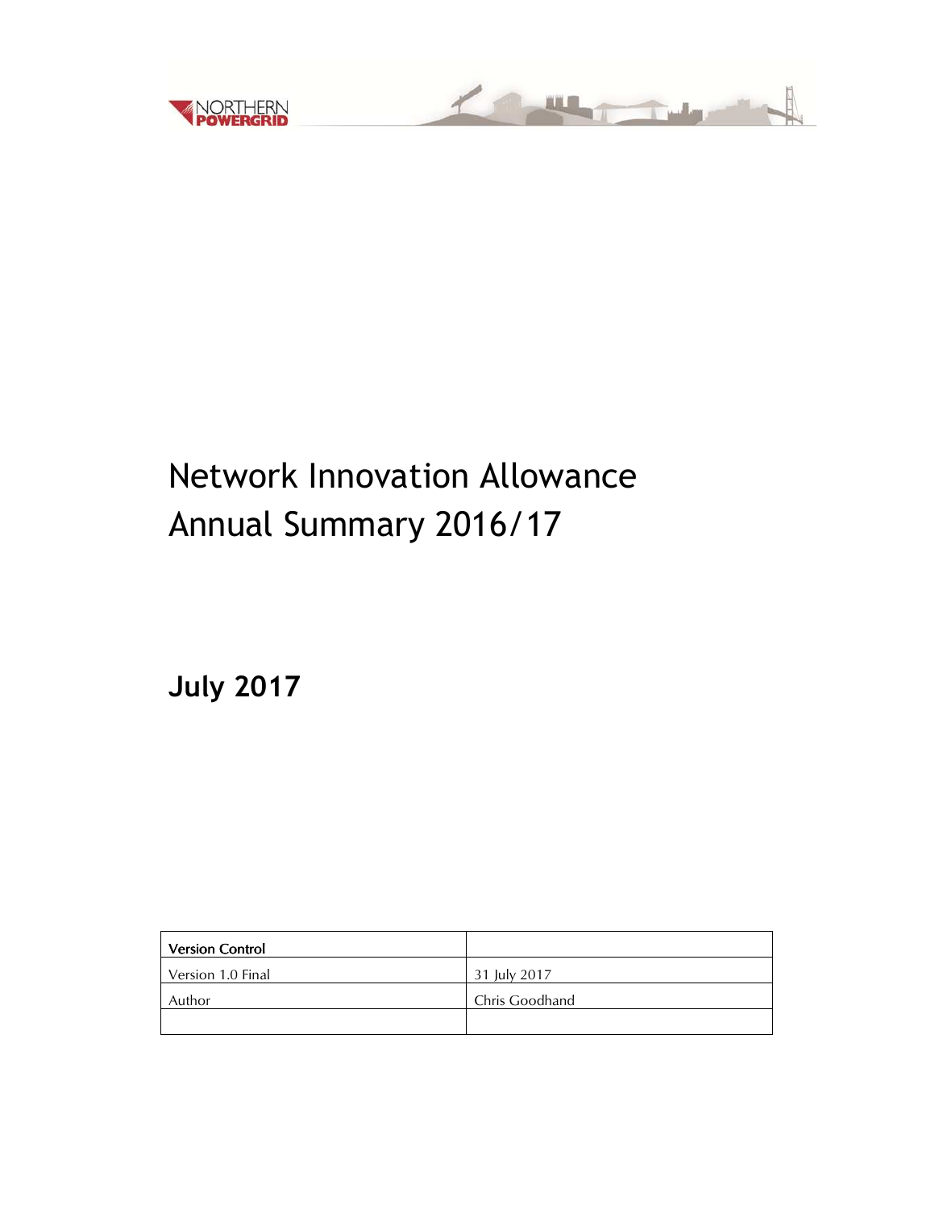# Network Innovation Allowance Annual Summary 2016/17

**July 2017**

| Version Control | |
|---|---|
| Version 1.0 Final | 31 July 2017 |
| Author | Chris Goodhand |
| | |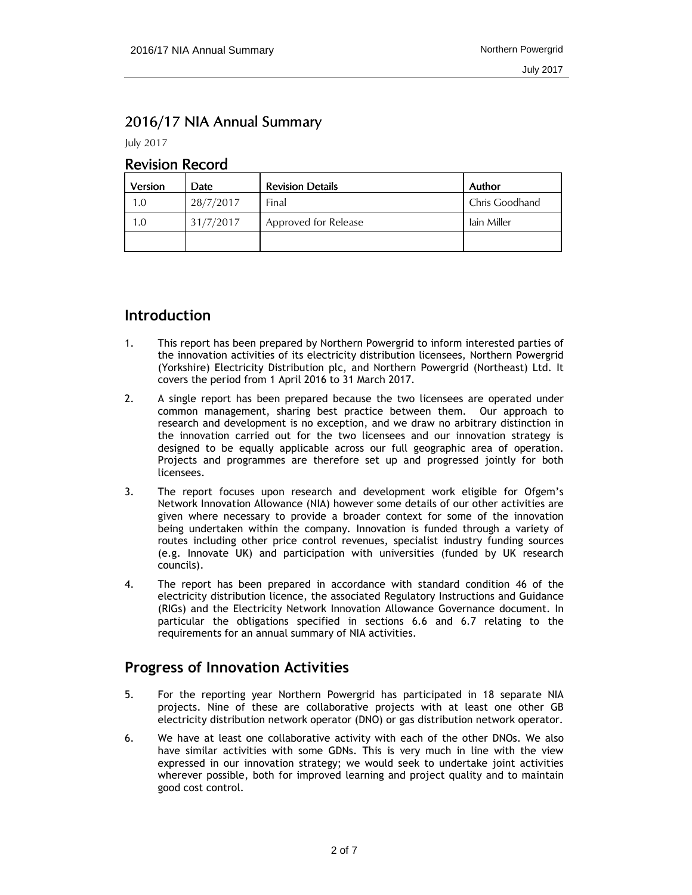# 2016/17 NIA Annual Summary

July 2017

## Revision Record

| Version | Date | Revision Details | Author |
|---|---|---|---|
| 1.0 | 28/7/2017 | Final | Chris Goodhand |
| 1.0 | 31/7/2017 | Approved for Release | Iain Miller |
| | | | |

## Introduction

1. This report has been prepared by Northern Powergrid to inform interested parties of the innovation activities of its electricity distribution licensees, Northern Powergrid (Yorkshire) Electricity Distribution plc, and Northern Powergrid (Northeast) Ltd. It covers the period from 1 April 2016 to 31 March 2017.

2. A single report has been prepared because the two licensees are operated under common management, sharing best practice between them. Our approach to research and development is no exception, and we draw no arbitrary distinction in the innovation carried out for the two licensees and our innovation strategy is designed to be equally applicable across our full geographic area of operation. Projects and programmes are therefore set up and progressed jointly for both licensees.

3. The report focuses upon research and development work eligible for Ofgem's Network Innovation Allowance (NIA) however some details of our other activities are given where necessary to provide a broader context for some of the innovation being undertaken within the company. Innovation is funded through a variety of routes including other price control revenues, specialist industry funding sources (e.g. Innovate UK) and participation with universities (funded by UK research councils).

4. The report has been prepared in accordance with standard condition 46 of the electricity distribution licence, the associated Regulatory Instructions and Guidance (RIGs) and the Electricity Network Innovation Allowance Governance document. In particular the obligations specified in sections 6.6 and 6.7 relating to the requirements for an annual summary of NIA activities.

## Progress of Innovation Activities

5. For the reporting year Northern Powergrid has participated in 18 separate NIA projects. Nine of these are collaborative projects with at least one other GB electricity distribution network operator (DNO) or gas distribution network operator.

6. We have at least one collaborative activity with each of the other DNOs. We also have similar activities with some GDNs. This is very much in line with the view expressed in our innovation strategy; we would seek to undertake joint activities wherever possible, both for improved learning and project quality and to maintain good cost control.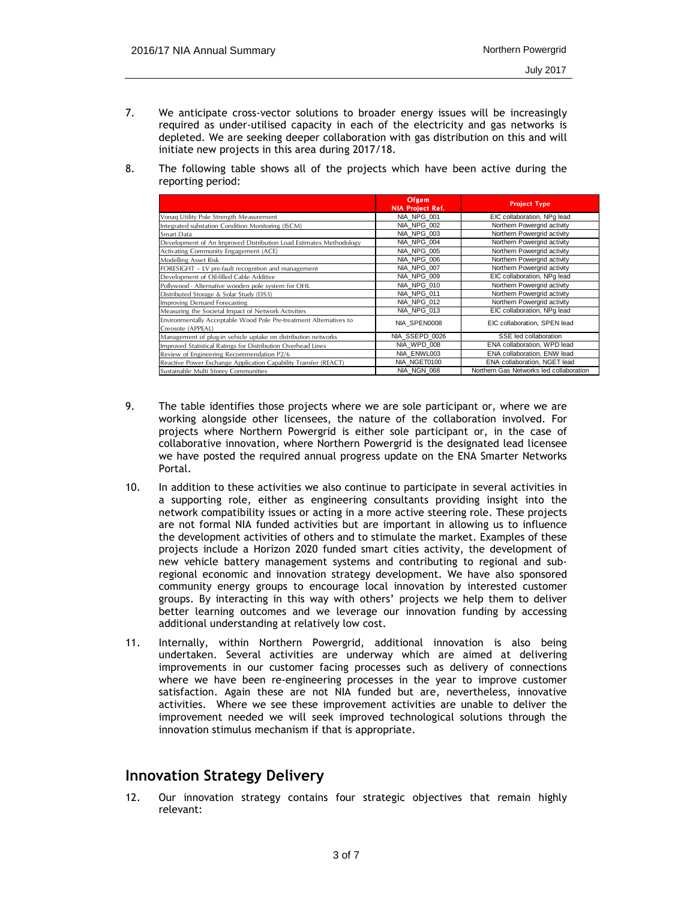7. We anticipate cross-vector solutions to broader energy issues will be increasingly required as under-utilised capacity in each of the electricity and gas networks is depleted. We are seeking deeper collaboration with gas distribution on this and will initiate new projects in this area during 2017/18.

8. The following table shows all of the projects which have been active during the reporting period:

| | Ofgem NIA Project Ref. | Project Type |
|---|---|---|
| Vonaq Utility Pole Strength Measurement | NIA_NPG_001 | EIC collaboration, NPg lead |
| Integrated substation Condition Monitoring (ISCM) | NIA_NPG_002 | Northern Powergrid activity |
| Smart Data | NIA_NPG_003 | Northern Powergrid activity |
| Development of An Improved Distribution Load Estimates Methodology | NIA_NPG_004 | Northern Powergrid activity |
| Activating Community Engagement (ACE) | NIA_NPG_005 | Northern Powergrid activity |
| Modelling Asset Risk | NIA_NPG_006 | Northern Powergrid activity |
| FORESIGHT – LV pre-fault recognition and management | NIA_NPG_007 | Northern Powergrid activity |
| Development of Oil-filled Cable Additive | NIA_NPG_009 | EIC collaboration, NPg lead |
| Pollywood - Alternative wooden pole system for OHL | NIA_NPG_010 | Northern Powergrid activity |
| Distributed Storage & Solar Study (DS3) | NIA_NPG_011 | Northern Powergrid activity |
| Improving Demand Forecasting | NIA_NPG_012 | Northern Powergrid activity |
| Measuring the Societal Impact of Network Activities | NIA_NPG_013 | EIC collaboration, NPg lead |
| Environmentally Acceptable Wood Pole Pre-treatment Alternatives to Creosote (APPEAL) | NIA_SPEN0008 | EIC collaboration, SPEN lead |
| Management of plug-in vehicle uptake on distribution networks | NIA_SSEPD_0026 | SSE led collaboration |
| Improved Statistical Ratings for Distribution Overhead Lines | NIA_WPD_008 | ENA collaboration, WPD lead |
| Review of Engineering Recommendation P2/6 | NIA_ENWL003 | ENA collaboration, ENW lead |
| Reactive Power Exchange Application Capability Transfer (REACT) | NIA_NGET0100 | ENA collaboration, NGET lead |
| Sustainable Multi Storey Communities | NIA_NGN_068 | Northern Gas Networks led collaboration |

9. The table identifies those projects where we are sole participant or, where we are working alongside other licensees, the nature of the collaboration involved. For projects where Northern Powergrid is either sole participant or, in the case of collaborative innovation, where Northern Powergrid is the designated lead licensee we have posted the required annual progress update on the ENA Smarter Networks Portal.

10. In addition to these activities we also continue to participate in several activities in a supporting role, either as engineering consultants providing insight into the network compatibility issues or acting in a more active steering role. These projects are not formal NIA funded activities but are important in allowing us to influence the development activities of others and to stimulate the market. Examples of these projects include a Horizon 2020 funded smart cities activity, the development of new vehicle battery management systems and contributing to regional and sub-regional economic and innovation strategy development. We have also sponsored community energy groups to encourage local innovation by interested customer groups. By interacting in this way with others' projects we help them to deliver better learning outcomes and we leverage our innovation funding by accessing additional understanding at relatively low cost.

11. Internally, within Northern Powergrid, additional innovation is also being undertaken. Several activities are underway which are aimed at delivering improvements in our customer facing processes such as delivery of connections where we have been re-engineering processes in the year to improve customer satisfaction. Again these are not NIA funded but are, nevertheless, innovative activities. Where we see these improvement activities are unable to deliver the improvement needed we will seek improved technological solutions through the innovation stimulus mechanism if that is appropriate.

## Innovation Strategy Delivery

12. Our innovation strategy contains four strategic objectives that remain highly relevant: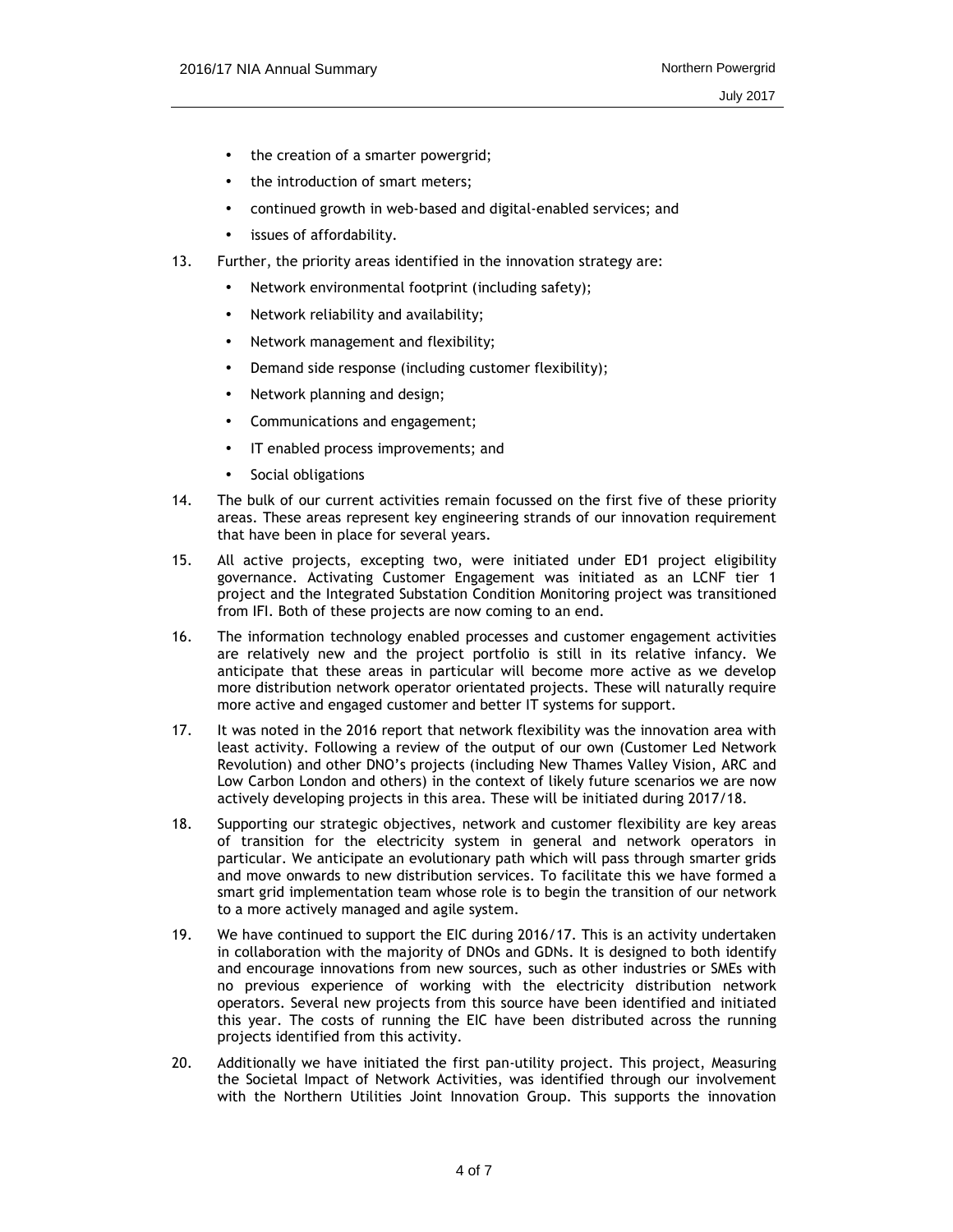- the creation of a smarter powergrid;
- the introduction of smart meters;
- continued growth in web-based and digital-enabled services; and
- issues of affordability.

13. Further, the priority areas identified in the innovation strategy are:
    - Network environmental footprint (including safety);
    - Network reliability and availability;
    - Network management and flexibility;
    - Demand side response (including customer flexibility);
    - Network planning and design;
    - Communications and engagement;
    - IT enabled process improvements; and
    - Social obligations

14. The bulk of our current activities remain focussed on the first five of these priority areas. These areas represent key engineering strands of our innovation requirement that have been in place for several years.

15. All active projects, excepting two, were initiated under ED1 project eligibility governance. Activating Customer Engagement was initiated as an LCNF tier 1 project and the Integrated Substation Condition Monitoring project was transitioned from IFI. Both of these projects are now coming to an end.

16. The information technology enabled processes and customer engagement activities are relatively new and the project portfolio is still in its relative infancy. We anticipate that these areas in particular will become more active as we develop more distribution network operator orientated projects. These will naturally require more active and engaged customer and better IT systems for support.

17. It was noted in the 2016 report that network flexibility was the innovation area with least activity. Following a review of the output of our own (Customer Led Network Revolution) and other DNO's projects (including New Thames Valley Vision, ARC and Low Carbon London and others) in the context of likely future scenarios we are now actively developing projects in this area. These will be initiated during 2017/18.

18. Supporting our strategic objectives, network and customer flexibility are key areas of transition for the electricity system in general and network operators in particular. We anticipate an evolutionary path which will pass through smarter grids and move onwards to new distribution services. To facilitate this we have formed a smart grid implementation team whose role is to begin the transition of our network to a more actively managed and agile system.

19. We have continued to support the EIC during 2016/17. This is an activity undertaken in collaboration with the majority of DNOs and GDNs. It is designed to both identify and encourage innovations from new sources, such as other industries or SMEs with no previous experience of working with the electricity distribution network operators. Several new projects from this source have been identified and initiated this year. The costs of running the EIC have been distributed across the running projects identified from this activity.

20. Additionally we have initiated the first pan-utility project. This project, Measuring the Societal Impact of Network Activities, was identified through our involvement with the Northern Utilities Joint Innovation Group. This supports the innovation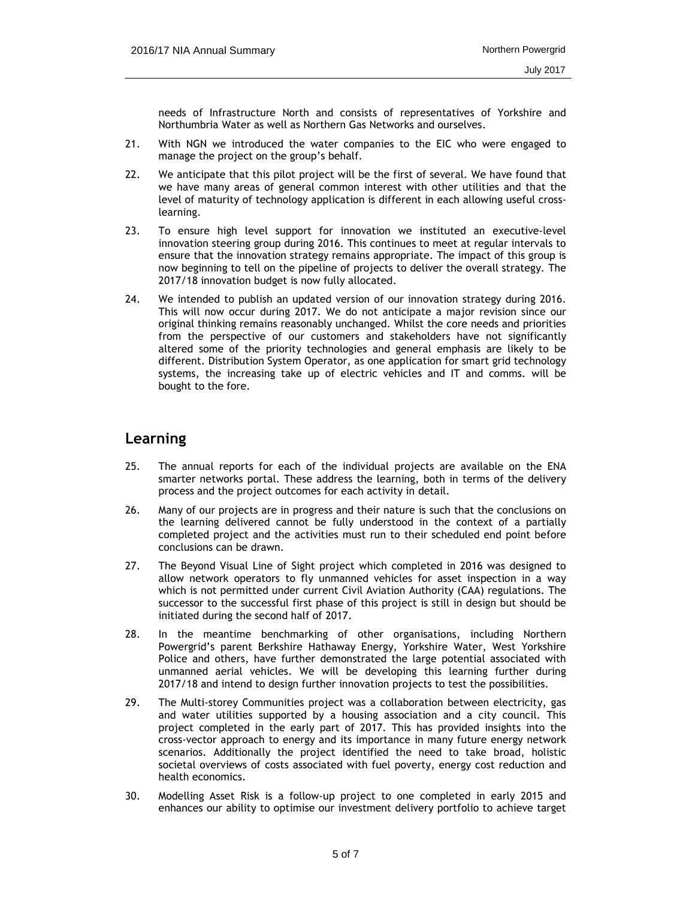needs of Infrastructure North and consists of representatives of Yorkshire and Northumbria Water as well as Northern Gas Networks and ourselves.

21. With NGN we introduced the water companies to the EIC who were engaged to manage the project on the group's behalf.

22. We anticipate that this pilot project will be the first of several. We have found that we have many areas of general common interest with other utilities and that the level of maturity of technology application is different in each allowing useful cross-learning.

23. To ensure high level support for innovation we instituted an executive-level innovation steering group during 2016. This continues to meet at regular intervals to ensure that the innovation strategy remains appropriate. The impact of this group is now beginning to tell on the pipeline of projects to deliver the overall strategy. The 2017/18 innovation budget is now fully allocated.

24. We intended to publish an updated version of our innovation strategy during 2016. This will now occur during 2017. We do not anticipate a major revision since our original thinking remains reasonably unchanged. Whilst the core needs and priorities from the perspective of our customers and stakeholders have not significantly altered some of the priority technologies and general emphasis are likely to be different. Distribution System Operator, as one application for smart grid technology systems, the increasing take up of electric vehicles and IT and comms. will be bought to the fore.

## Learning

25. The annual reports for each of the individual projects are available on the ENA smarter networks portal. These address the learning, both in terms of the delivery process and the project outcomes for each activity in detail.

26. Many of our projects are in progress and their nature is such that the conclusions on the learning delivered cannot be fully understood in the context of a partially completed project and the activities must run to their scheduled end point before conclusions can be drawn.

27. The Beyond Visual Line of Sight project which completed in 2016 was designed to allow network operators to fly unmanned vehicles for asset inspection in a way which is not permitted under current Civil Aviation Authority (CAA) regulations. The successor to the successful first phase of this project is still in design but should be initiated during the second half of 2017.

28. In the meantime benchmarking of other organisations, including Northern Powergrid's parent Berkshire Hathaway Energy, Yorkshire Water, West Yorkshire Police and others, have further demonstrated the large potential associated with unmanned aerial vehicles. We will be developing this learning further during 2017/18 and intend to design further innovation projects to test the possibilities.

29. The Multi-storey Communities project was a collaboration between electricity, gas and water utilities supported by a housing association and a city council. This project completed in the early part of 2017. This has provided insights into the cross-vector approach to energy and its importance in many future energy network scenarios. Additionally the project identified the need to take broad, holistic societal overviews of costs associated with fuel poverty, energy cost reduction and health economics.

30. Modelling Asset Risk is a follow-up project to one completed in early 2015 and enhances our ability to optimise our investment delivery portfolio to achieve target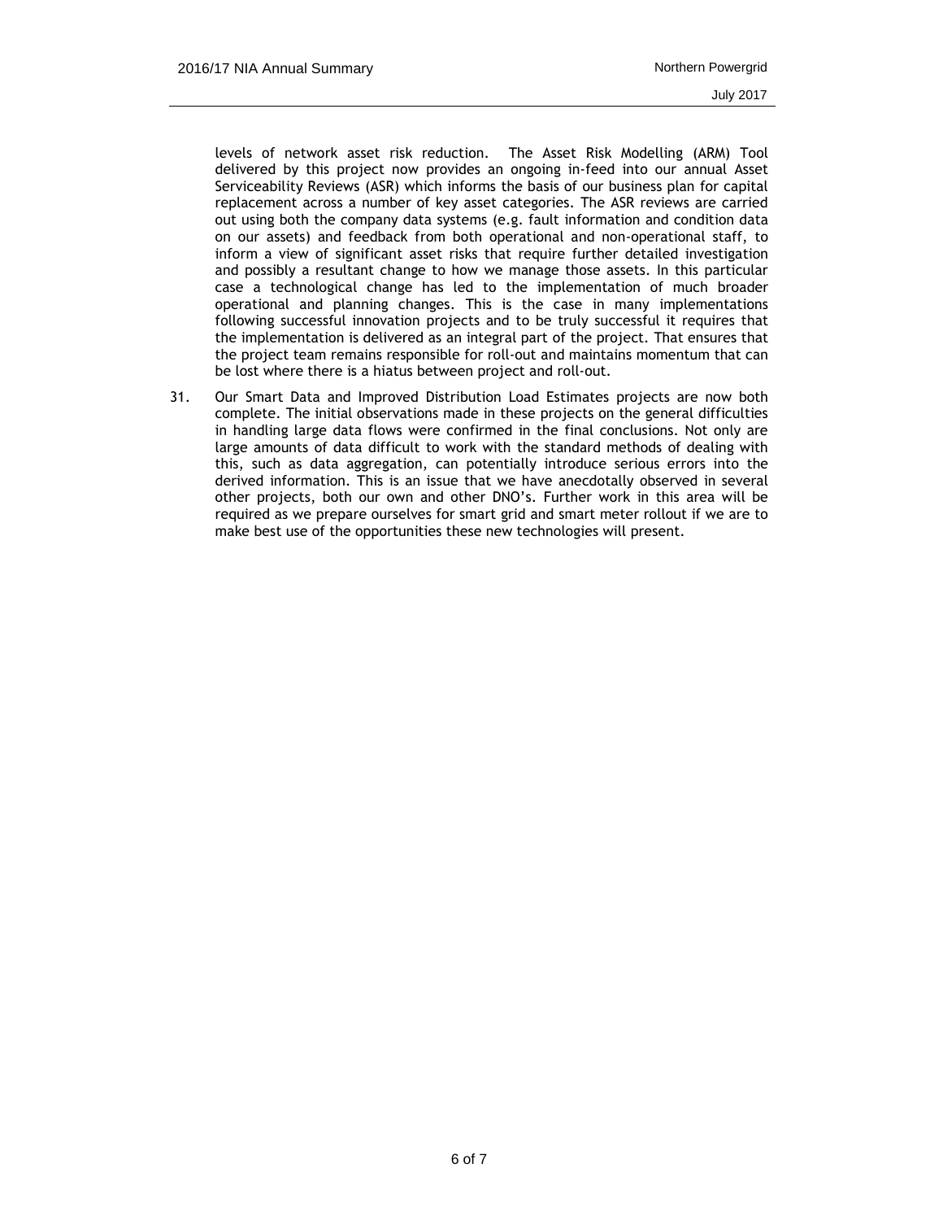levels of network asset risk reduction. The Asset Risk Modelling (ARM) Tool delivered by this project now provides an ongoing in-feed into our annual Asset Serviceability Reviews (ASR) which informs the basis of our business plan for capital replacement across a number of key asset categories. The ASR reviews are carried out using both the company data systems (e.g. fault information and condition data on our assets) and feedback from both operational and non-operational staff, to inform a view of significant asset risks that require further detailed investigation and possibly a resultant change to how we manage those assets. In this particular case a technological change has led to the implementation of much broader operational and planning changes. This is the case in many implementations following successful innovation projects and to be truly successful it requires that the implementation is delivered as an integral part of the project. That ensures that the project team remains responsible for roll-out and maintains momentum that can be lost where there is a hiatus between project and roll-out.

31. Our Smart Data and Improved Distribution Load Estimates projects are now both complete. The initial observations made in these projects on the general difficulties in handling large data flows were confirmed in the final conclusions. Not only are large amounts of data difficult to work with the standard methods of dealing with this, such as data aggregation, can potentially introduce serious errors into the derived information. This is an issue that we have anecdotally observed in several other projects, both our own and other DNO's. Further work in this area will be required as we prepare ourselves for smart grid and smart meter rollout if we are to make best use of the opportunities these new technologies will present.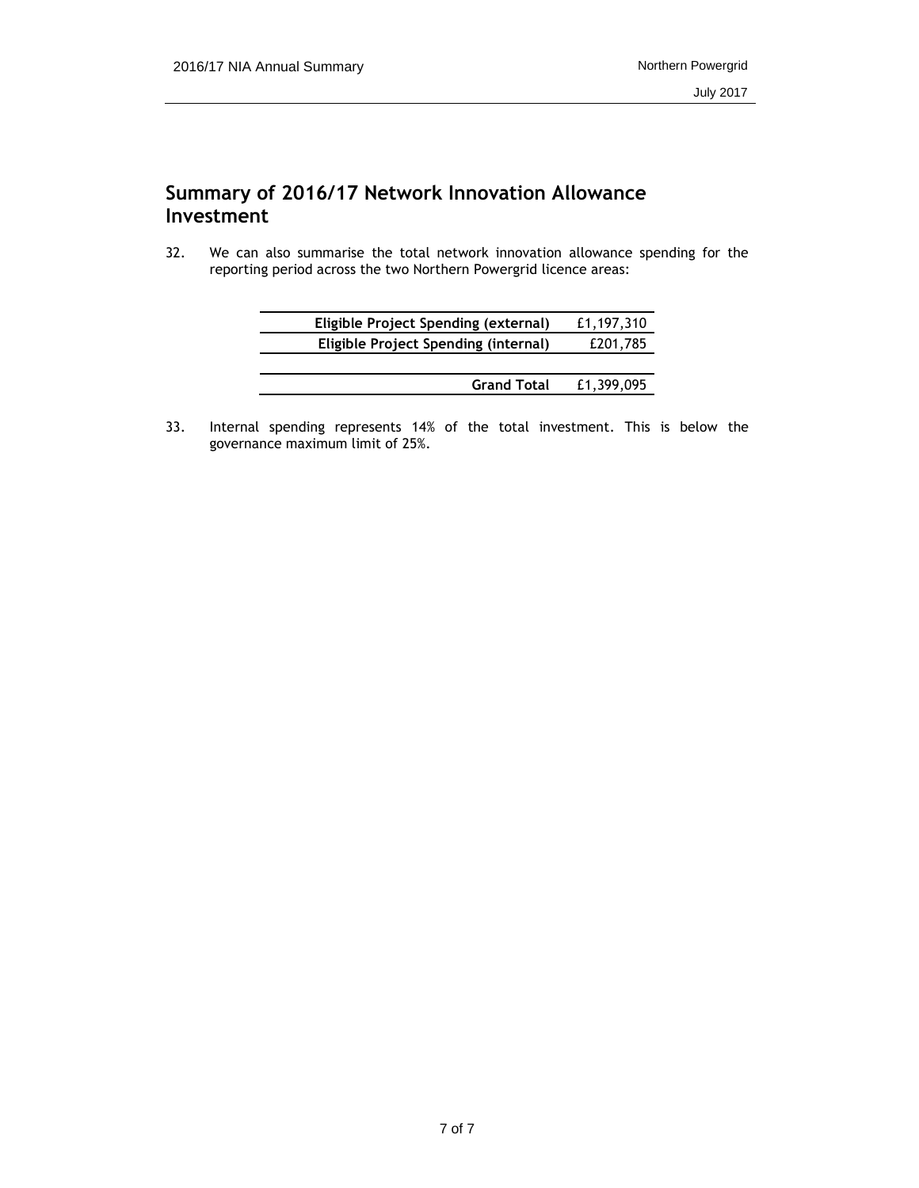## Summary of 2016/17 Network Innovation Allowance Investment

32. We can also summarise the total network innovation allowance spending for the reporting period across the two Northern Powergrid licence areas:

| | |
|---|---|
| **Eligible Project Spending (external)** | £1,197,310 |
| **Eligible Project Spending (internal)** | £201,785 |
| | |
| **Grand Total** | £1,399,095 |

33. Internal spending represents 14% of the total investment. This is below the governance maximum limit of 25%.